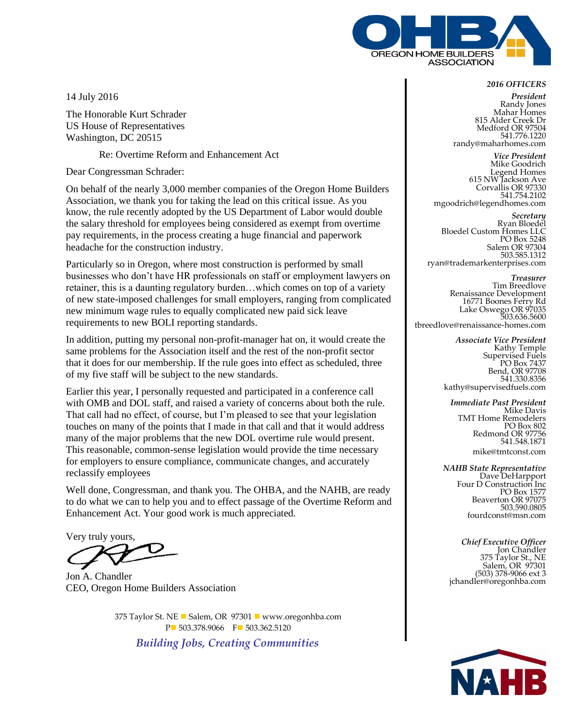OREGON HOME BUILDERS ASSOCIATION

14 July 2016

The Honorable Kurt Schrader
US House of Representatives
Washington, DC 20515

Re: Overtime Reform and Enhancement Act

Dear Congressman Schrader:

On behalf of the nearly 3,000 member companies of the Oregon Home Builders Association, we thank you for taking the lead on this critical issue. As you know, the rule recently adopted by the US Department of Labor would double the salary threshold for employees being considered as exempt from overtime pay requirements, in the process creating a huge financial and paperwork headache for the construction industry.

Particularly so in Oregon, where most construction is performed by small businesses who don't have HR professionals on staff or employment lawyers on retainer, this is a daunting regulatory burden…which comes on top of a variety of new state-imposed challenges for small employers, ranging from complicated new minimum wage rules to equally complicated new paid sick leave requirements to new BOLI reporting standards.

In addition, putting my personal non-profit-manager hat on, it would create the same problems for the Association itself and the rest of the non-profit sector that it does for our membership. If the rule goes into effect as scheduled, three of my five staff will be subject to the new standards.

Earlier this year, I personally requested and participated in a conference call with OMB and DOL staff, and raised a variety of concerns about both the rule. That call had no effect, of course, but I'm pleased to see that your legislation touches on many of the points that I made in that call and that it would address many of the major problems that the new DOL overtime rule would present. This reasonable, common-sense legislation would provide the time necessary for employers to ensure compliance, communicate changes, and accurately reclassify employees

Well done, Congressman, and thank you. The OHBA, and the NAHB, are ready to do what we can to help you and to effect passage of the Overtime Reform and Enhancement Act. Your good work is much appreciated.

Very truly yours,

Jon A. Chandler
CEO, Oregon Home Builders Association

*2016 OFFICERS*

*President*
Randy Jones
Mahar Homes
815 Alder Creek Dr
Medford OR 97504
541.776.1220
randy@maharhomes.com

*Vice President*
Mike Goodrich
Legend Homes
615 NW Jackson Ave
Corvallis OR 97330
541.754.2102
mgoodrich@legendhomes.com

*Secretary*
Ryan Bloedel
Bloedel Custom Homes LLC
PO Box 5248
Salem OR 97304
503.585.1312
ryan@trademarkenterprises.com

*Treasurer*
Tim Breedlove
Renaissance Development
16771 Boones Ferry Rd
Lake Oswego OR 97035
503.636.5600
tbreedlove@renaissance-homes.com

*Associate Vice President*
Kathy Temple
Supervised Fuels
PO Box 7437
Bend, OR 97708
541.330.8356
kathy@supervisedfuels.com

*Immediate Past President*
Mike Davis
TMT Home Remodelers
PO Box 802
Redmond OR 97756
541.548.1871
mike@tmtconst.com

*NAHB State Representative*
Dave DeHarppport
Four D Construction Inc
PO Box 1577
Beaverton OR 97075
503.590.0805
fourdconst@msn.com

*Chief Executive Officer*
Jon Chandler
375 Taylor St., NE
Salem, OR 97301
(503) 378-9066 ext 3
jchandler@oregonhba.com

375 Taylor St. NE ■ Salem, OR 97301 ■ www.oregonhba.com
P■ 503.378.9066 F■ 503.362.5120

*Building Jobs, Creating Communities*

NAHB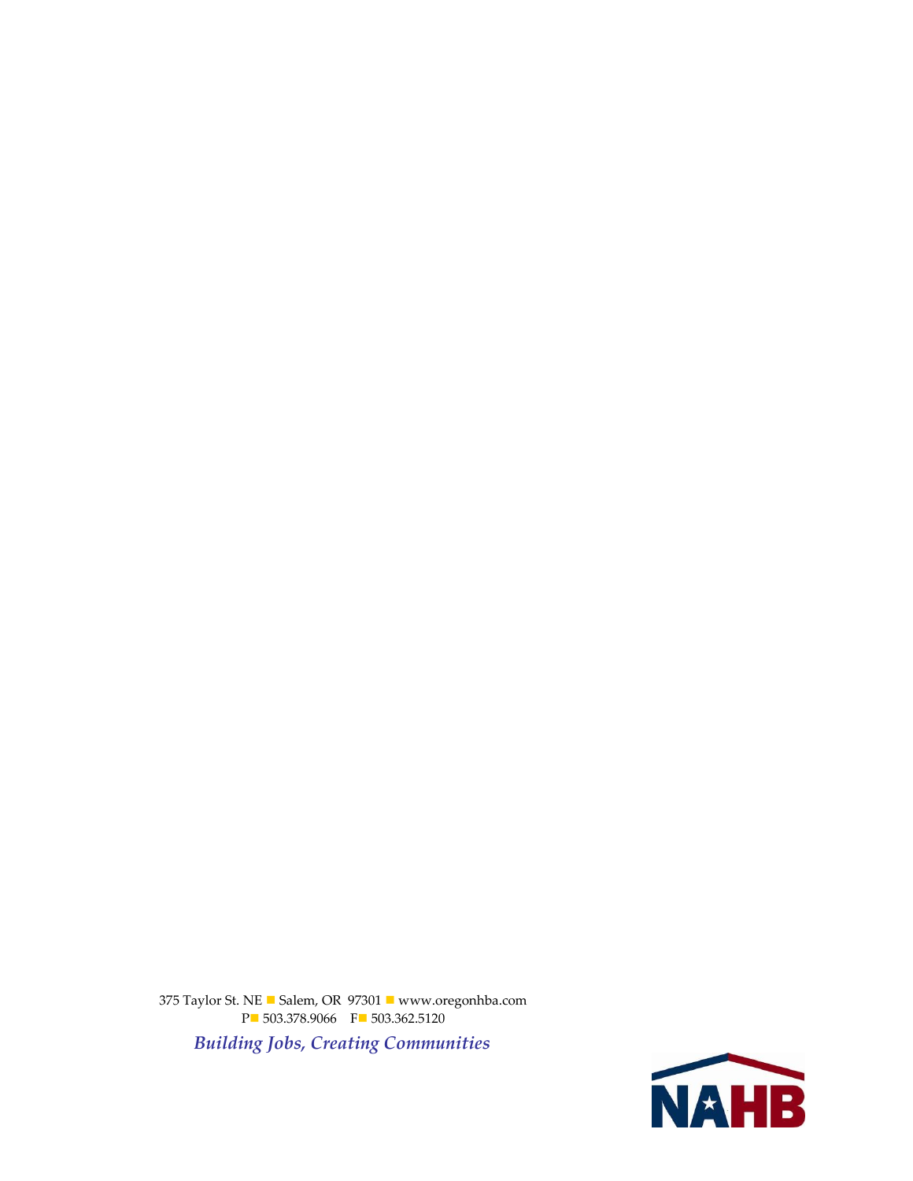375 Taylor St. NE ■ Salem, OR 97301 ■ www.oregonhba.com
P■ 503.378.9066 F■ 503.362.5120

*Building Jobs, Creating Communities*

NAHB